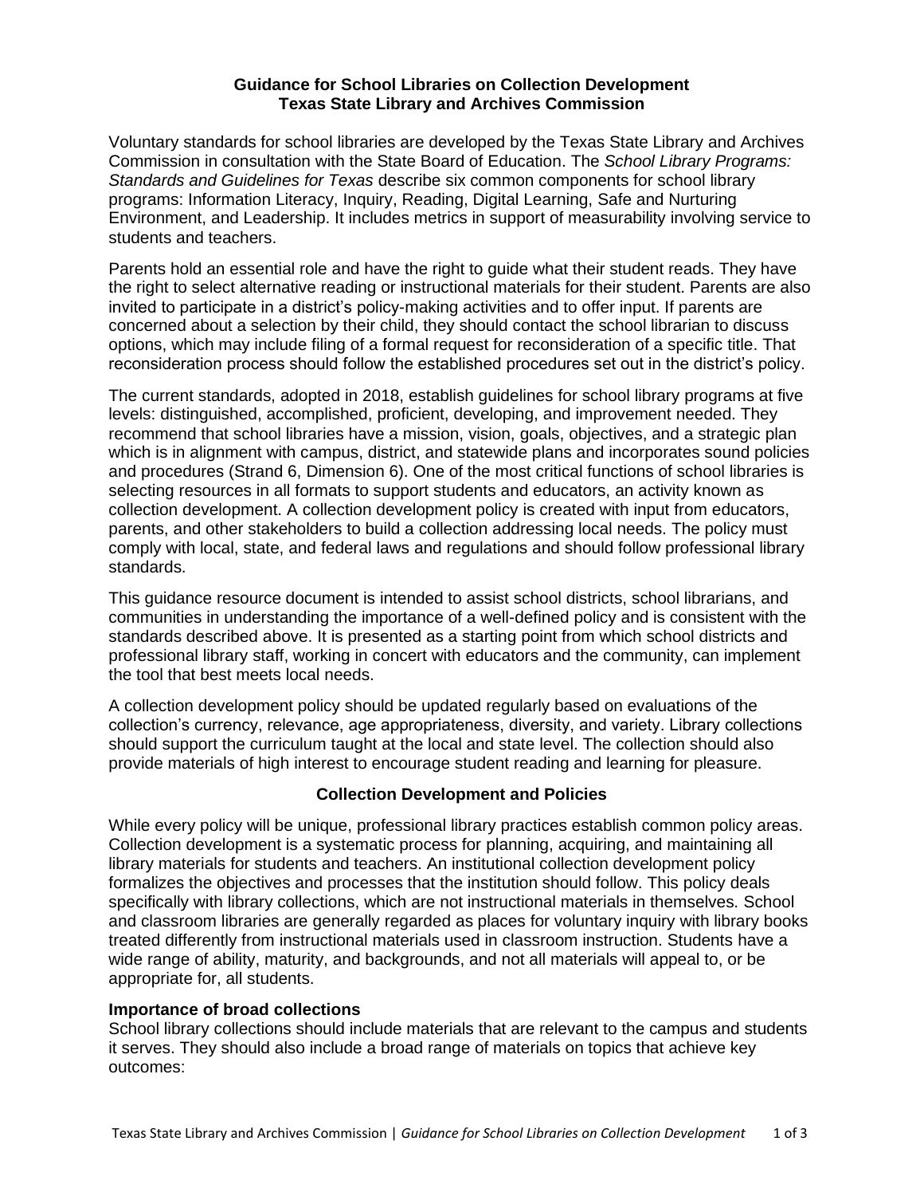# Guidance for School Libraries on Collection Development
# Texas State Library and Archives Commission

Voluntary standards for school libraries are developed by the Texas State Library and Archives Commission in consultation with the State Board of Education. The *School Library Programs: Standards and Guidelines for Texas* describe six common components for school library programs: Information Literacy, Inquiry, Reading, Digital Learning, Safe and Nurturing Environment, and Leadership. It includes metrics in support of measurability involving service to students and teachers.

Parents hold an essential role and have the right to guide what their student reads. They have the right to select alternative reading or instructional materials for their student. Parents are also invited to participate in a district's policy-making activities and to offer input. If parents are concerned about a selection by their child, they should contact the school librarian to discuss options, which may include filing of a formal request for reconsideration of a specific title. That reconsideration process should follow the established procedures set out in the district's policy.

The current standards, adopted in 2018, establish guidelines for school library programs at five levels: distinguished, accomplished, proficient, developing, and improvement needed. They recommend that school libraries have a mission, vision, goals, objectives, and a strategic plan which is in alignment with campus, district, and statewide plans and incorporates sound policies and procedures (Strand 6, Dimension 6). One of the most critical functions of school libraries is selecting resources in all formats to support students and educators, an activity known as collection development. A collection development policy is created with input from educators, parents, and other stakeholders to build a collection addressing local needs. The policy must comply with local, state, and federal laws and regulations and should follow professional library standards.

This guidance resource document is intended to assist school districts, school librarians, and communities in understanding the importance of a well-defined policy and is consistent with the standards described above. It is presented as a starting point from which school districts and professional library staff, working in concert with educators and the community, can implement the tool that best meets local needs.

A collection development policy should be updated regularly based on evaluations of the collection's currency, relevance, age appropriateness, diversity, and variety. Library collections should support the curriculum taught at the local and state level. The collection should also provide materials of high interest to encourage student reading and learning for pleasure.

## Collection Development and Policies

While every policy will be unique, professional library practices establish common policy areas. Collection development is a systematic process for planning, acquiring, and maintaining all library materials for students and teachers. An institutional collection development policy formalizes the objectives and processes that the institution should follow. This policy deals specifically with library collections, which are not instructional materials in themselves. School and classroom libraries are generally regarded as places for voluntary inquiry with library books treated differently from instructional materials used in classroom instruction. Students have a wide range of ability, maturity, and backgrounds, and not all materials will appeal to, or be appropriate for, all students.

### Importance of broad collections

School library collections should include materials that are relevant to the campus and students it serves. They should also include a broad range of materials on topics that achieve key outcomes: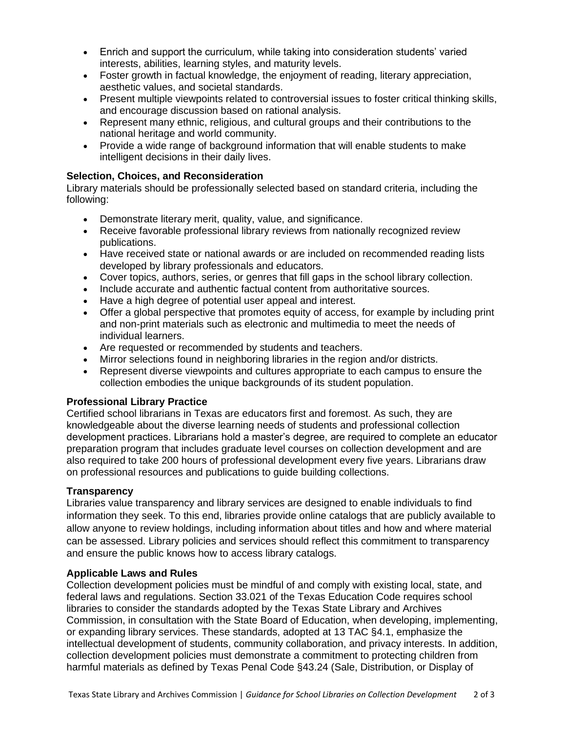- Enrich and support the curriculum, while taking into consideration students' varied interests, abilities, learning styles, and maturity levels.
- Foster growth in factual knowledge, the enjoyment of reading, literary appreciation, aesthetic values, and societal standards.
- Present multiple viewpoints related to controversial issues to foster critical thinking skills, and encourage discussion based on rational analysis.
- Represent many ethnic, religious, and cultural groups and their contributions to the national heritage and world community.
- Provide a wide range of background information that will enable students to make intelligent decisions in their daily lives.

**Selection, Choices, and Reconsideration**

Library materials should be professionally selected based on standard criteria, including the following:

- Demonstrate literary merit, quality, value, and significance.
- Receive favorable professional library reviews from nationally recognized review publications.
- Have received state or national awards or are included on recommended reading lists developed by library professionals and educators.
- Cover topics, authors, series, or genres that fill gaps in the school library collection.
- Include accurate and authentic factual content from authoritative sources.
- Have a high degree of potential user appeal and interest.
- Offer a global perspective that promotes equity of access, for example by including print and non-print materials such as electronic and multimedia to meet the needs of individual learners.
- Are requested or recommended by students and teachers.
- Mirror selections found in neighboring libraries in the region and/or districts.
- Represent diverse viewpoints and cultures appropriate to each campus to ensure the collection embodies the unique backgrounds of its student population.

**Professional Library Practice**

Certified school librarians in Texas are educators first and foremost. As such, they are knowledgeable about the diverse learning needs of students and professional collection development practices. Librarians hold a master's degree, are required to complete an educator preparation program that includes graduate level courses on collection development and are also required to take 200 hours of professional development every five years. Librarians draw on professional resources and publications to guide building collections.

**Transparency**

Libraries value transparency and library services are designed to enable individuals to find information they seek. To this end, libraries provide online catalogs that are publicly available to allow anyone to review holdings, including information about titles and how and where material can be assessed. Library policies and services should reflect this commitment to transparency and ensure the public knows how to access library catalogs.

**Applicable Laws and Rules**

Collection development policies must be mindful of and comply with existing local, state, and federal laws and regulations. Section 33.021 of the Texas Education Code requires school libraries to consider the standards adopted by the Texas State Library and Archives Commission, in consultation with the State Board of Education, when developing, implementing, or expanding library services. These standards, adopted at 13 TAC §4.1, emphasize the intellectual development of students, community collaboration, and privacy interests. In addition, collection development policies must demonstrate a commitment to protecting children from harmful materials as defined by Texas Penal Code §43.24 (Sale, Distribution, or Display of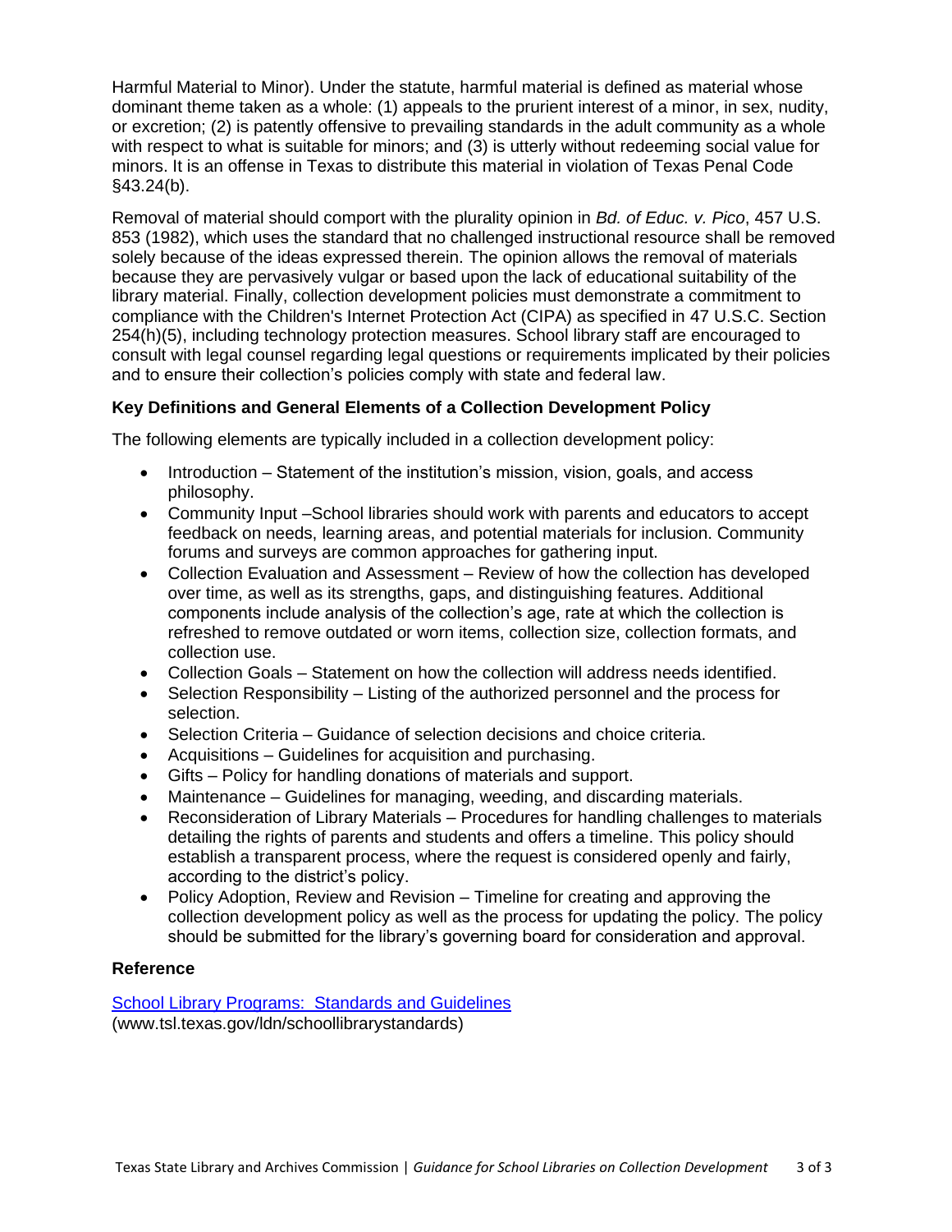Harmful Material to Minor). Under the statute, harmful material is defined as material whose dominant theme taken as a whole: (1) appeals to the prurient interest of a minor, in sex, nudity, or excretion; (2) is patently offensive to prevailing standards in the adult community as a whole with respect to what is suitable for minors; and (3) is utterly without redeeming social value for minors. It is an offense in Texas to distribute this material in violation of Texas Penal Code §43.24(b).

Removal of material should comport with the plurality opinion in *Bd. of Educ. v. Pico*, 457 U.S. 853 (1982), which uses the standard that no challenged instructional resource shall be removed solely because of the ideas expressed therein. The opinion allows the removal of materials because they are pervasively vulgar or based upon the lack of educational suitability of the library material. Finally, collection development policies must demonstrate a commitment to compliance with the Children's Internet Protection Act (CIPA) as specified in 47 U.S.C. Section 254(h)(5), including technology protection measures. School library staff are encouraged to consult with legal counsel regarding legal questions or requirements implicated by their policies and to ensure their collection's policies comply with state and federal law.

### Key Definitions and General Elements of a Collection Development Policy

The following elements are typically included in a collection development policy:

- Introduction – Statement of the institution's mission, vision, goals, and access philosophy.
- Community Input –School libraries should work with parents and educators to accept feedback on needs, learning areas, and potential materials for inclusion. Community forums and surveys are common approaches for gathering input.
- Collection Evaluation and Assessment – Review of how the collection has developed over time, as well as its strengths, gaps, and distinguishing features. Additional components include analysis of the collection's age, rate at which the collection is refreshed to remove outdated or worn items, collection size, collection formats, and collection use.
- Collection Goals – Statement on how the collection will address needs identified.
- Selection Responsibility – Listing of the authorized personnel and the process for selection.
- Selection Criteria – Guidance of selection decisions and choice criteria.
- Acquisitions – Guidelines for acquisition and purchasing.
- Gifts – Policy for handling donations of materials and support.
- Maintenance – Guidelines for managing, weeding, and discarding materials.
- Reconsideration of Library Materials – Procedures for handling challenges to materials detailing the rights of parents and students and offers a timeline. This policy should establish a transparent process, where the request is considered openly and fairly, according to the district's policy.
- Policy Adoption, Review and Revision – Timeline for creating and approving the collection development policy as well as the process for updating the policy. The policy should be submitted for the library's governing board for consideration and approval.

### Reference

[School Library Programs: Standards and Guidelines](www.tsl.texas.gov/ldn/schoollibrarystandards)
(www.tsl.texas.gov/ldn/schoollibrarystandards)